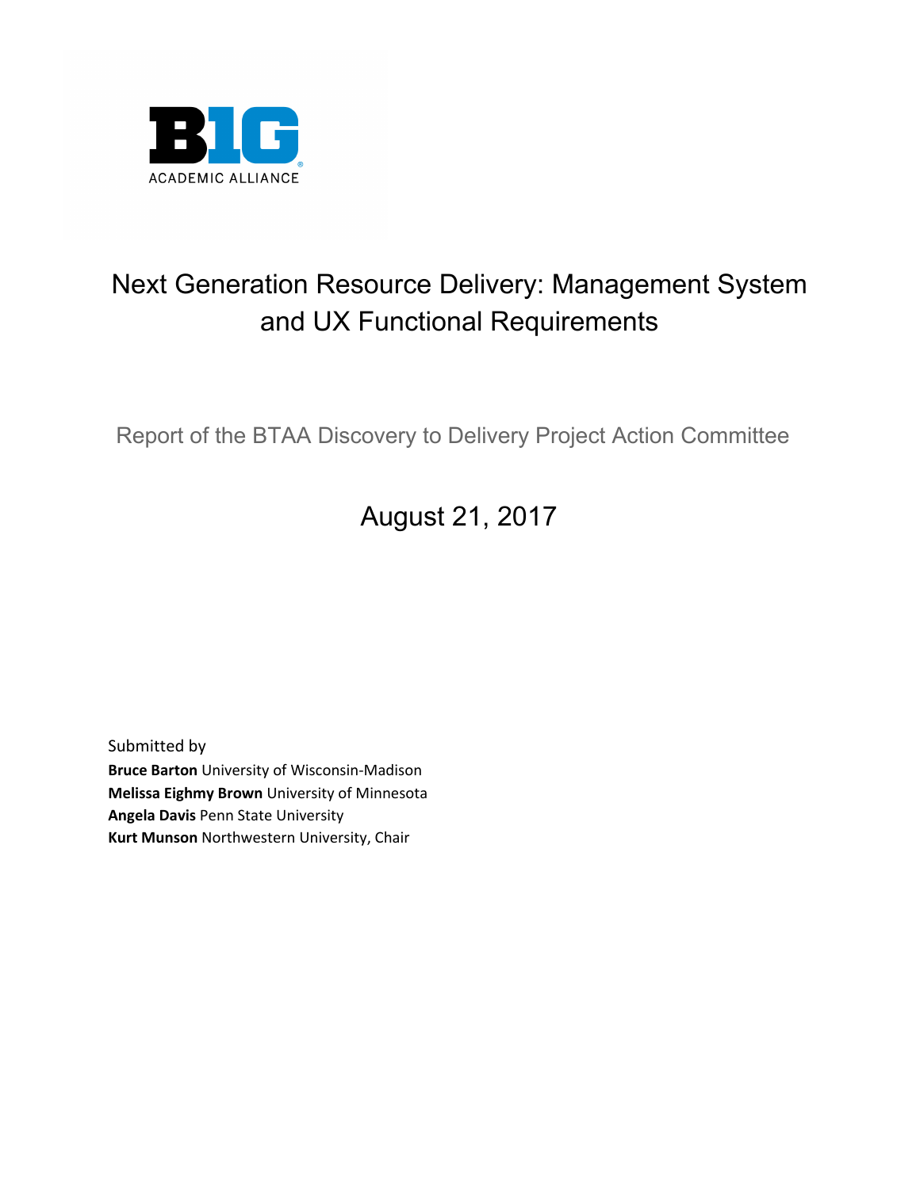B1G ACADEMIC ALLIANCE

# Next Generation Resource Delivery: Management System and UX Functional Requirements

Report of the BTAA Discovery to Delivery Project Action Committee

August 21, 2017

Submitted by
**Bruce Barton** University of Wisconsin-Madison
**Melissa Eighmy Brown** University of Minnesota
**Angela Davis** Penn State University
**Kurt Munson** Northwestern University, Chair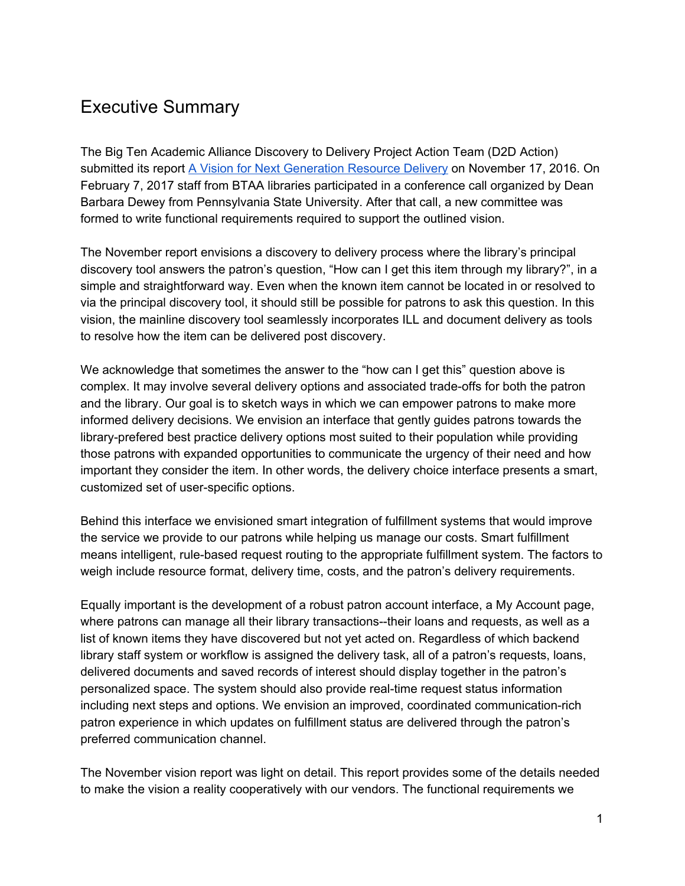# Executive Summary

The Big Ten Academic Alliance Discovery to Delivery Project Action Team (D2D Action) submitted its report [A Vision for Next Generation Resource Delivery] on November 17, 2016. On February 7, 2017 staff from BTAA libraries participated in a conference call organized by Dean Barbara Dewey from Pennsylvania State University. After that call, a new committee was formed to write functional requirements required to support the outlined vision.

The November report envisions a discovery to delivery process where the library's principal discovery tool answers the patron's question, "How can I get this item through my library?", in a simple and straightforward way. Even when the known item cannot be located in or resolved to via the principal discovery tool, it should still be possible for patrons to ask this question. In this vision, the mainline discovery tool seamlessly incorporates ILL and document delivery as tools to resolve how the item can be delivered post discovery.

We acknowledge that sometimes the answer to the "how can I get this" question above is complex. It may involve several delivery options and associated trade-offs for both the patron and the library. Our goal is to sketch ways in which we can empower patrons to make more informed delivery decisions. We envision an interface that gently guides patrons towards the library-prefered best practice delivery options most suited to their population while providing those patrons with expanded opportunities to communicate the urgency of their need and how important they consider the item. In other words, the delivery choice interface presents a smart, customized set of user-specific options.

Behind this interface we envisioned smart integration of fulfillment systems that would improve the service we provide to our patrons while helping us manage our costs. Smart fulfillment means intelligent, rule-based request routing to the appropriate fulfillment system. The factors to weigh include resource format, delivery time, costs, and the patron's delivery requirements.

Equally important is the development of a robust patron account interface, a My Account page, where patrons can manage all their library transactions--their loans and requests, as well as a list of known items they have discovered but not yet acted on. Regardless of which backend library staff system or workflow is assigned the delivery task, all of a patron's requests, loans, delivered documents and saved records of interest should display together in the patron's personalized space. The system should also provide real-time request status information including next steps and options. We envision an improved, coordinated communication-rich patron experience in which updates on fulfillment status are delivered through the patron's preferred communication channel.

The November vision report was light on detail. This report provides some of the details needed to make the vision a reality cooperatively with our vendors. The functional requirements we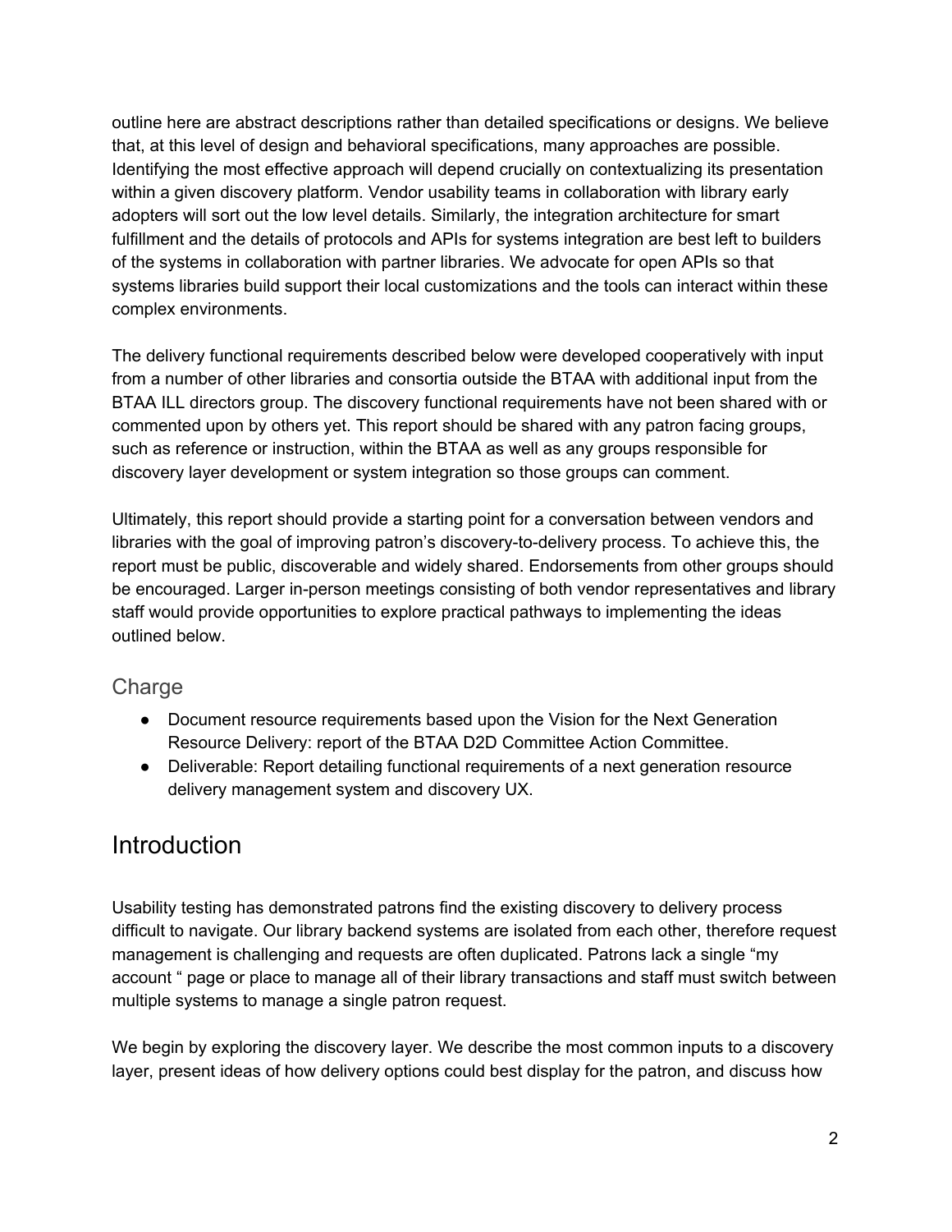outline here are abstract descriptions rather than detailed specifications or designs. We believe that, at this level of design and behavioral specifications, many approaches are possible. Identifying the most effective approach will depend crucially on contextualizing its presentation within a given discovery platform. Vendor usability teams in collaboration with library early adopters will sort out the low level details. Similarly, the integration architecture for smart fulfillment and the details of protocols and APIs for systems integration are best left to builders of the systems in collaboration with partner libraries. We advocate for open APIs so that systems libraries build support their local customizations and the tools can interact within these complex environments.

The delivery functional requirements described below were developed cooperatively with input from a number of other libraries and consortia outside the BTAA with additional input from the BTAA ILL directors group. The discovery functional requirements have not been shared with or commented upon by others yet. This report should be shared with any patron facing groups, such as reference or instruction, within the BTAA as well as any groups responsible for discovery layer development or system integration so those groups can comment.

Ultimately, this report should provide a starting point for a conversation between vendors and libraries with the goal of improving patron's discovery-to-delivery process. To achieve this, the report must be public, discoverable and widely shared. Endorsements from other groups should be encouraged. Larger in-person meetings consisting of both vendor representatives and library staff would provide opportunities to explore practical pathways to implementing the ideas outlined below.

## Charge

- Document resource requirements based upon the Vision for the Next Generation Resource Delivery: report of the BTAA D2D Committee Action Committee.
- Deliverable: Report detailing functional requirements of a next generation resource delivery management system and discovery UX.

# Introduction

Usability testing has demonstrated patrons find the existing discovery to delivery process difficult to navigate. Our library backend systems are isolated from each other, therefore request management is challenging and requests are often duplicated. Patrons lack a single "my account " page or place to manage all of their library transactions and staff must switch between multiple systems to manage a single patron request.

We begin by exploring the discovery layer. We describe the most common inputs to a discovery layer, present ideas of how delivery options could best display for the patron, and discuss how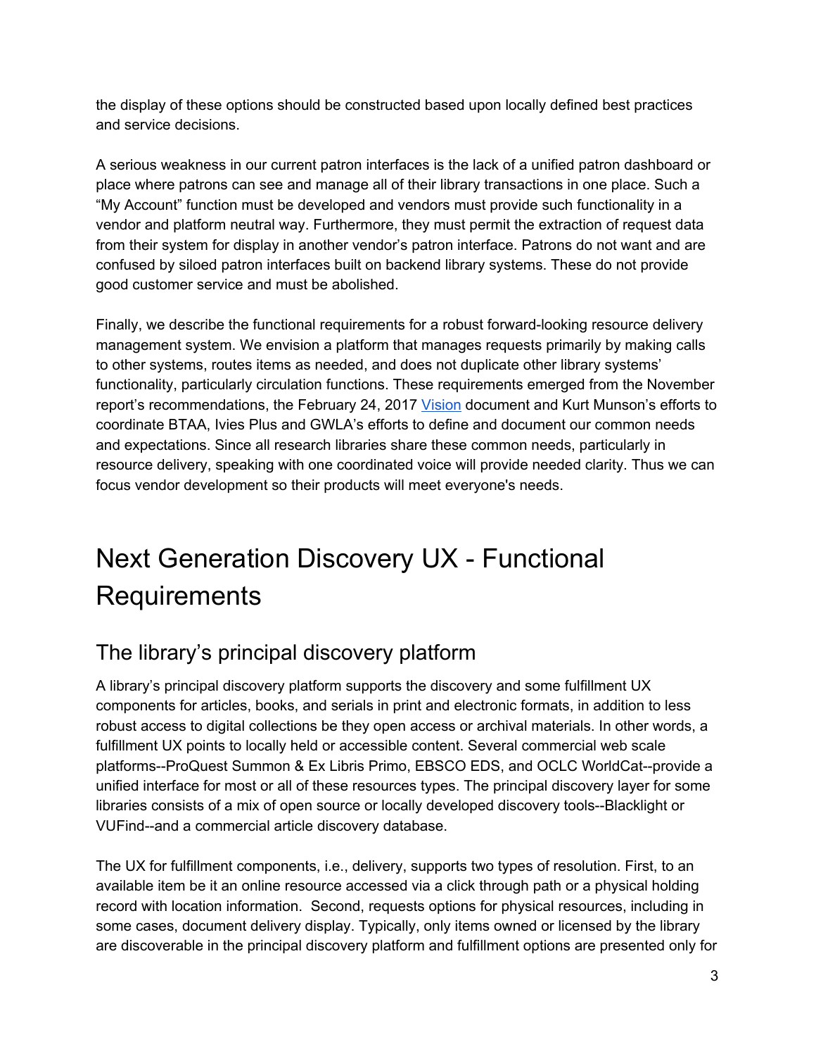the display of these options should be constructed based upon locally defined best practices and service decisions.

A serious weakness in our current patron interfaces is the lack of a unified patron dashboard or place where patrons can see and manage all of their library transactions in one place. Such a "My Account" function must be developed and vendors must provide such functionality in a vendor and platform neutral way. Furthermore, they must permit the extraction of request data from their system for display in another vendor's patron interface. Patrons do not want and are confused by siloed patron interfaces built on backend library systems. These do not provide good customer service and must be abolished.

Finally, we describe the functional requirements for a robust forward-looking resource delivery management system. We envision a platform that manages requests primarily by making calls to other systems, routes items as needed, and does not duplicate other library systems' functionality, particularly circulation functions. These requirements emerged from the November report's recommendations, the February 24, 2017 Vision document and Kurt Munson's efforts to coordinate BTAA, Ivies Plus and GWLA's efforts to define and document our common needs and expectations. Since all research libraries share these common needs, particularly in resource delivery, speaking with one coordinated voice will provide needed clarity. Thus we can focus vendor development so their products will meet everyone's needs.

# Next Generation Discovery UX - Functional Requirements

## The library's principal discovery platform

A library's principal discovery platform supports the discovery and some fulfillment UX components for articles, books, and serials in print and electronic formats, in addition to less robust access to digital collections be they open access or archival materials. In other words, a fulfillment UX points to locally held or accessible content. Several commercial web scale platforms--ProQuest Summon & Ex Libris Primo, EBSCO EDS, and OCLC WorldCat--provide a unified interface for most or all of these resources types. The principal discovery layer for some libraries consists of a mix of open source or locally developed discovery tools--Blacklight or VUFind--and a commercial article discovery database.

The UX for fulfillment components, i.e., delivery, supports two types of resolution. First, to an available item be it an online resource accessed via a click through path or a physical holding record with location information. Second, requests options for physical resources, including in some cases, document delivery display. Typically, only items owned or licensed by the library are discoverable in the principal discovery platform and fulfillment options are presented only for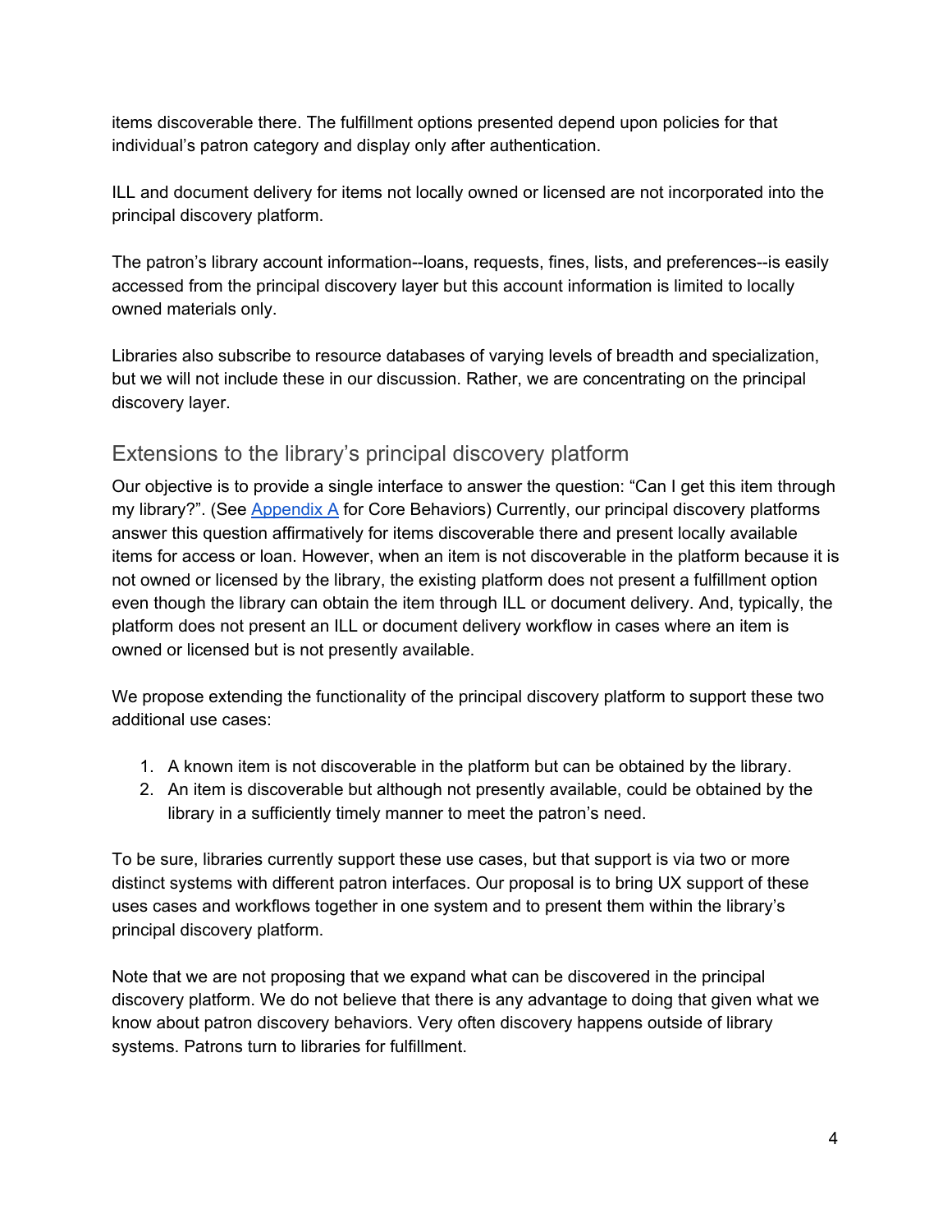items discoverable there. The fulfillment options presented depend upon policies for that individual's patron category and display only after authentication.

ILL and document delivery for items not locally owned or licensed are not incorporated into the principal discovery platform.

The patron's library account information--loans, requests, fines, lists, and preferences--is easily accessed from the principal discovery layer but this account information is limited to locally owned materials only.

Libraries also subscribe to resource databases of varying levels of breadth and specialization, but we will not include these in our discussion. Rather, we are concentrating on the principal discovery layer.

## Extensions to the library's principal discovery platform

Our objective is to provide a single interface to answer the question: "Can I get this item through my library?". (See Appendix A for Core Behaviors) Currently, our principal discovery platforms answer this question affirmatively for items discoverable there and present locally available items for access or loan. However, when an item is not discoverable in the platform because it is not owned or licensed by the library, the existing platform does not present a fulfillment option even though the library can obtain the item through ILL or document delivery. And, typically, the platform does not present an ILL or document delivery workflow in cases where an item is owned or licensed but is not presently available.

We propose extending the functionality of the principal discovery platform to support these two additional use cases:

1. A known item is not discoverable in the platform but can be obtained by the library.
2. An item is discoverable but although not presently available, could be obtained by the library in a sufficiently timely manner to meet the patron's need.

To be sure, libraries currently support these use cases, but that support is via two or more distinct systems with different patron interfaces. Our proposal is to bring UX support of these uses cases and workflows together in one system and to present them within the library's principal discovery platform.

Note that we are not proposing that we expand what can be discovered in the principal discovery platform. We do not believe that there is any advantage to doing that given what we know about patron discovery behaviors. Very often discovery happens outside of library systems. Patrons turn to libraries for fulfillment.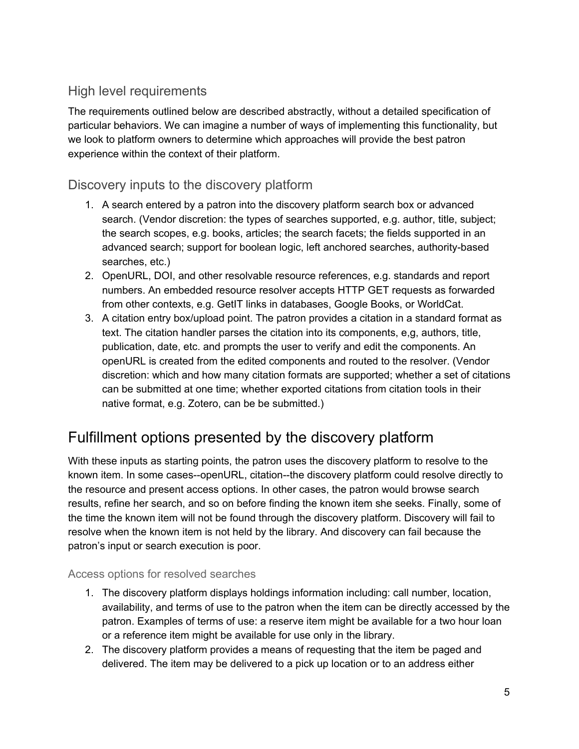## High level requirements

The requirements outlined below are described abstractly, without a detailed specification of particular behaviors. We can imagine a number of ways of implementing this functionality, but we look to platform owners to determine which approaches will provide the best patron experience within the context of their platform.

## Discovery inputs to the discovery platform

1. A search entered by a patron into the discovery platform search box or advanced search. (Vendor discretion: the types of searches supported, e.g. author, title, subject; the search scopes, e.g. books, articles; the search facets; the fields supported in an advanced search; support for boolean logic, left anchored searches, authority-based searches, etc.)
2. OpenURL, DOI, and other resolvable resource references, e.g. standards and report numbers. An embedded resource resolver accepts HTTP GET requests as forwarded from other contexts, e.g. GetIT links in databases, Google Books, or WorldCat.
3. A citation entry box/upload point. The patron provides a citation in a standard format as text. The citation handler parses the citation into its components, e,g, authors, title, publication, date, etc. and prompts the user to verify and edit the components. An openURL is created from the edited components and routed to the resolver. (Vendor discretion: which and how many citation formats are supported; whether a set of citations can be submitted at one time; whether exported citations from citation tools in their native format, e.g. Zotero, can be be submitted.)

# Fulfillment options presented by the discovery platform

With these inputs as starting points, the patron uses the discovery platform to resolve to the known item. In some cases--openURL, citation--the discovery platform could resolve directly to the resource and present access options. In other cases, the patron would browse search results, refine her search, and so on before finding the known item she seeks. Finally, some of the time the known item will not be found through the discovery platform. Discovery will fail to resolve when the known item is not held by the library. And discovery can fail because the patron's input or search execution is poor.

### Access options for resolved searches

1. The discovery platform displays holdings information including: call number, location, availability, and terms of use to the patron when the item can be directly accessed by the patron. Examples of terms of use: a reserve item might be available for a two hour loan or a reference item might be available for use only in the library.
2. The discovery platform provides a means of requesting that the item be paged and delivered. The item may be delivered to a pick up location or to an address either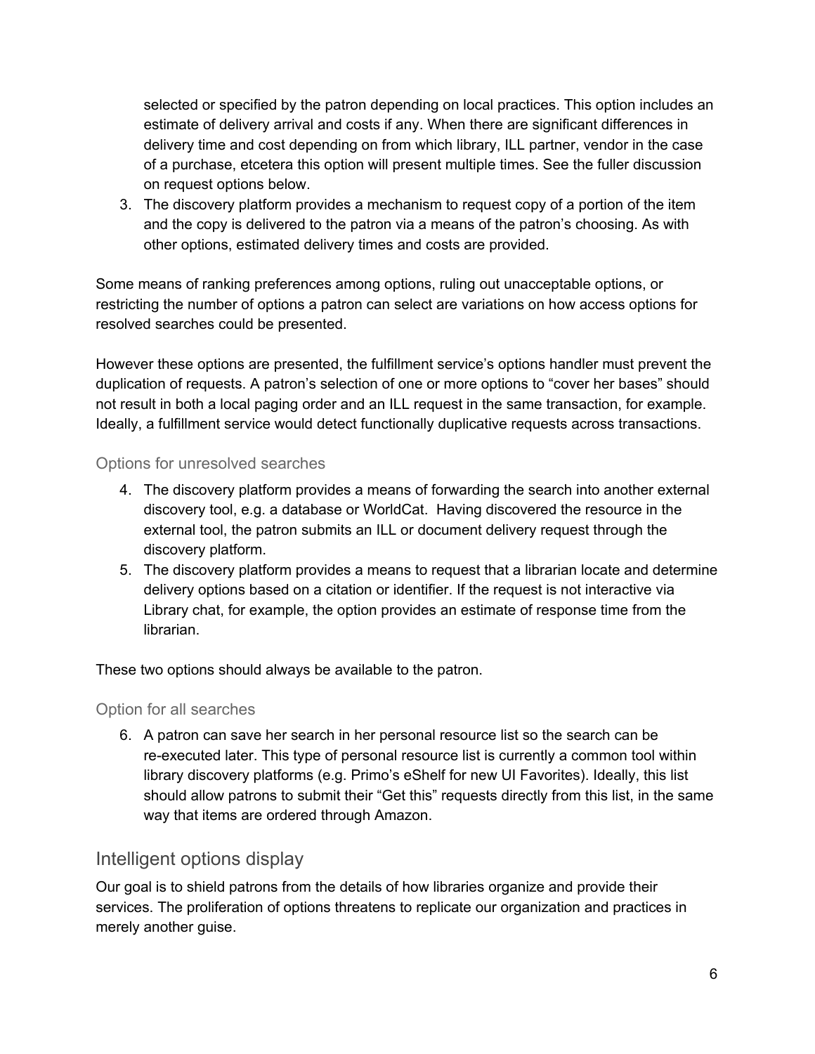selected or specified by the patron depending on local practices. This option includes an estimate of delivery arrival and costs if any. When there are significant differences in delivery time and cost depending on from which library, ILL partner, vendor in the case of a purchase, etcetera this option will present multiple times. See the fuller discussion on request options below.

3. The discovery platform provides a mechanism to request copy of a portion of the item and the copy is delivered to the patron via a means of the patron's choosing. As with other options, estimated delivery times and costs are provided.

Some means of ranking preferences among options, ruling out unacceptable options, or restricting the number of options a patron can select are variations on how access options for resolved searches could be presented.

However these options are presented, the fulfillment service's options handler must prevent the duplication of requests. A patron's selection of one or more options to "cover her bases" should not result in both a local paging order and an ILL request in the same transaction, for example. Ideally, a fulfillment service would detect functionally duplicative requests across transactions.

### Options for unresolved searches

4. The discovery platform provides a means of forwarding the search into another external discovery tool, e.g. a database or WorldCat. Having discovered the resource in the external tool, the patron submits an ILL or document delivery request through the discovery platform.
5. The discovery platform provides a means to request that a librarian locate and determine delivery options based on a citation or identifier. If the request is not interactive via Library chat, for example, the option provides an estimate of response time from the librarian.

These two options should always be available to the patron.

### Option for all searches

6. A patron can save her search in her personal resource list so the search can be re-executed later. This type of personal resource list is currently a common tool within library discovery platforms (e.g. Primo's eShelf for new UI Favorites). Ideally, this list should allow patrons to submit their "Get this" requests directly from this list, in the same way that items are ordered through Amazon.

## Intelligent options display

Our goal is to shield patrons from the details of how libraries organize and provide their services. The proliferation of options threatens to replicate our organization and practices in merely another guise.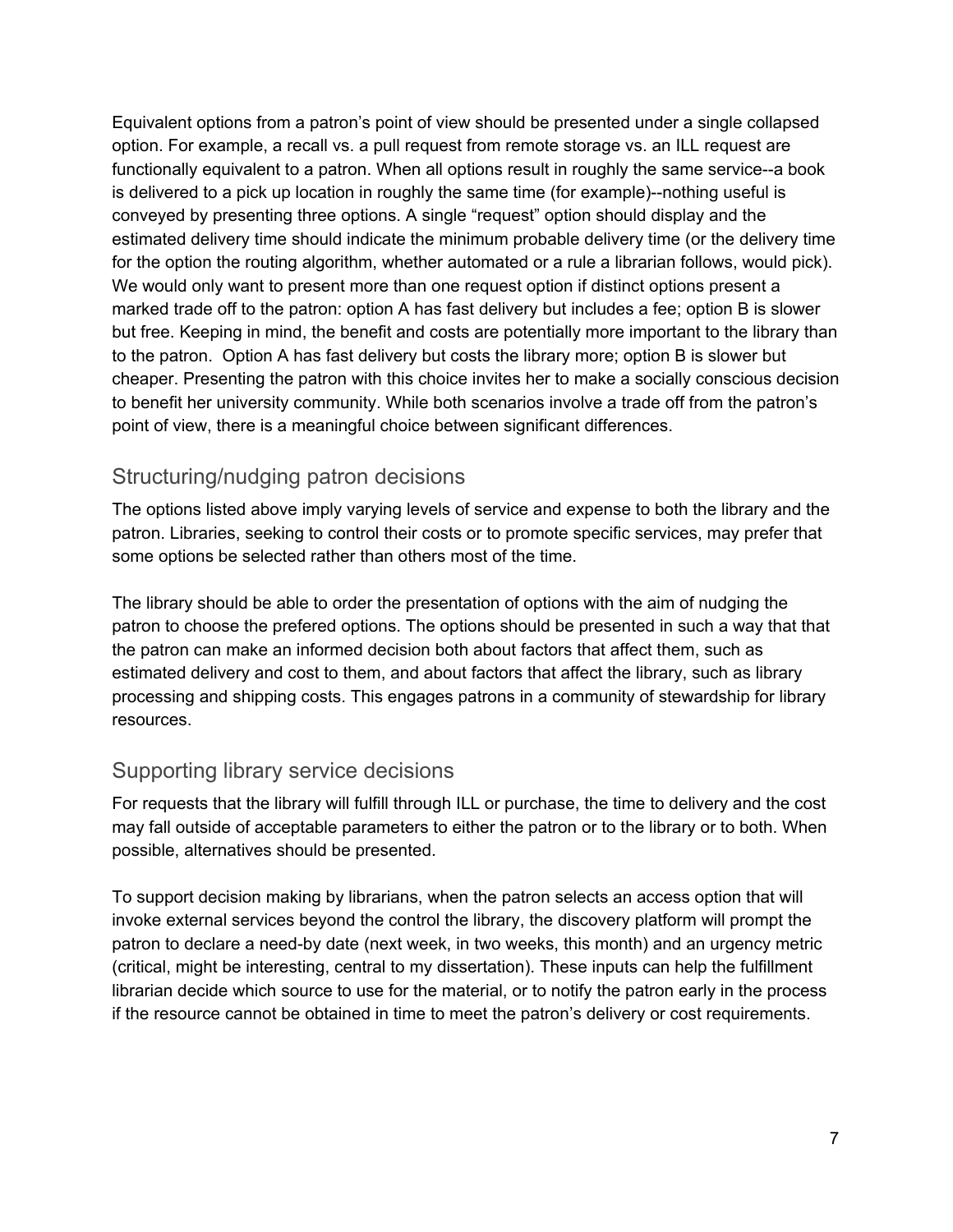Equivalent options from a patron's point of view should be presented under a single collapsed option. For example, a recall vs. a pull request from remote storage vs. an ILL request are functionally equivalent to a patron. When all options result in roughly the same service--a book is delivered to a pick up location in roughly the same time (for example)--nothing useful is conveyed by presenting three options. A single "request" option should display and the estimated delivery time should indicate the minimum probable delivery time (or the delivery time for the option the routing algorithm, whether automated or a rule a librarian follows, would pick). We would only want to present more than one request option if distinct options present a marked trade off to the patron: option A has fast delivery but includes a fee; option B is slower but free. Keeping in mind, the benefit and costs are potentially more important to the library than to the patron. Option A has fast delivery but costs the library more; option B is slower but cheaper. Presenting the patron with this choice invites her to make a socially conscious decision to benefit her university community. While both scenarios involve a trade off from the patron's point of view, there is a meaningful choice between significant differences.

## Structuring/nudging patron decisions

The options listed above imply varying levels of service and expense to both the library and the patron. Libraries, seeking to control their costs or to promote specific services, may prefer that some options be selected rather than others most of the time.

The library should be able to order the presentation of options with the aim of nudging the patron to choose the prefered options. The options should be presented in such a way that that the patron can make an informed decision both about factors that affect them, such as estimated delivery and cost to them, and about factors that affect the library, such as library processing and shipping costs. This engages patrons in a community of stewardship for library resources.

## Supporting library service decisions

For requests that the library will fulfill through ILL or purchase, the time to delivery and the cost may fall outside of acceptable parameters to either the patron or to the library or to both. When possible, alternatives should be presented.

To support decision making by librarians, when the patron selects an access option that will invoke external services beyond the control the library, the discovery platform will prompt the patron to declare a need-by date (next week, in two weeks, this month) and an urgency metric (critical, might be interesting, central to my dissertation). These inputs can help the fulfillment librarian decide which source to use for the material, or to notify the patron early in the process if the resource cannot be obtained in time to meet the patron's delivery or cost requirements.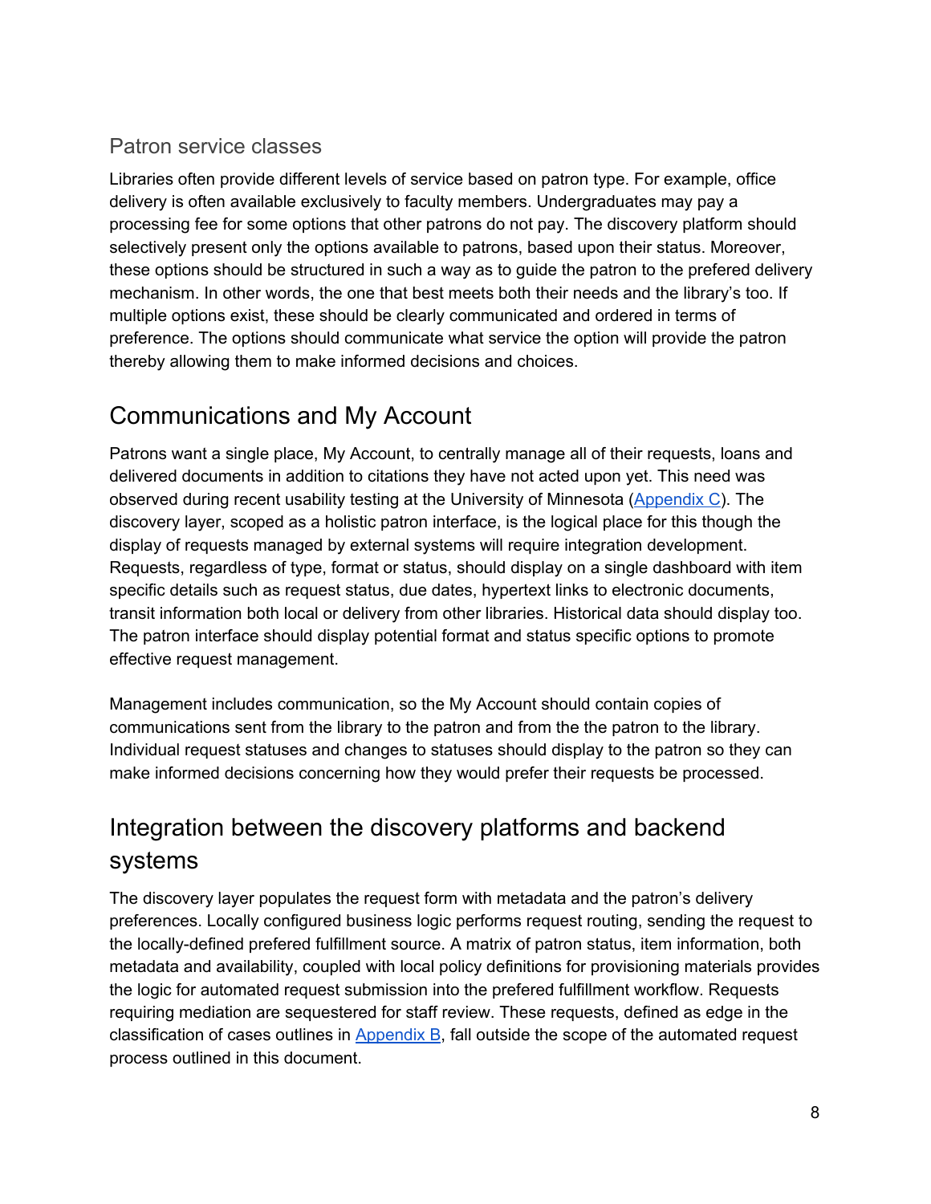### Patron service classes

Libraries often provide different levels of service based on patron type. For example, office delivery is often available exclusively to faculty members. Undergraduates may pay a processing fee for some options that other patrons do not pay. The discovery platform should selectively present only the options available to patrons, based upon their status. Moreover, these options should be structured in such a way as to guide the patron to the prefered delivery mechanism. In other words, the one that best meets both their needs and the library's too. If multiple options exist, these should be clearly communicated and ordered in terms of preference. The options should communicate what service the option will provide the patron thereby allowing them to make informed decisions and choices.

## Communications and My Account

Patrons want a single place, My Account, to centrally manage all of their requests, loans and delivered documents in addition to citations they have not acted upon yet. This need was observed during recent usability testing at the University of Minnesota (Appendix C). The discovery layer, scoped as a holistic patron interface, is the logical place for this though the display of requests managed by external systems will require integration development. Requests, regardless of type, format or status, should display on a single dashboard with item specific details such as request status, due dates, hypertext links to electronic documents, transit information both local or delivery from other libraries. Historical data should display too. The patron interface should display potential format and status specific options to promote effective request management.

Management includes communication, so the My Account should contain copies of communications sent from the library to the patron and from the the patron to the library. Individual request statuses and changes to statuses should display to the patron so they can make informed decisions concerning how they would prefer their requests be processed.

## Integration between the discovery platforms and backend systems

The discovery layer populates the request form with metadata and the patron's delivery preferences. Locally configured business logic performs request routing, sending the request to the locally-defined prefered fulfillment source. A matrix of patron status, item information, both metadata and availability, coupled with local policy definitions for provisioning materials provides the logic for automated request submission into the prefered fulfillment workflow. Requests requiring mediation are sequestered for staff review. These requests, defined as edge in the classification of cases outlines in Appendix B, fall outside the scope of the automated request process outlined in this document.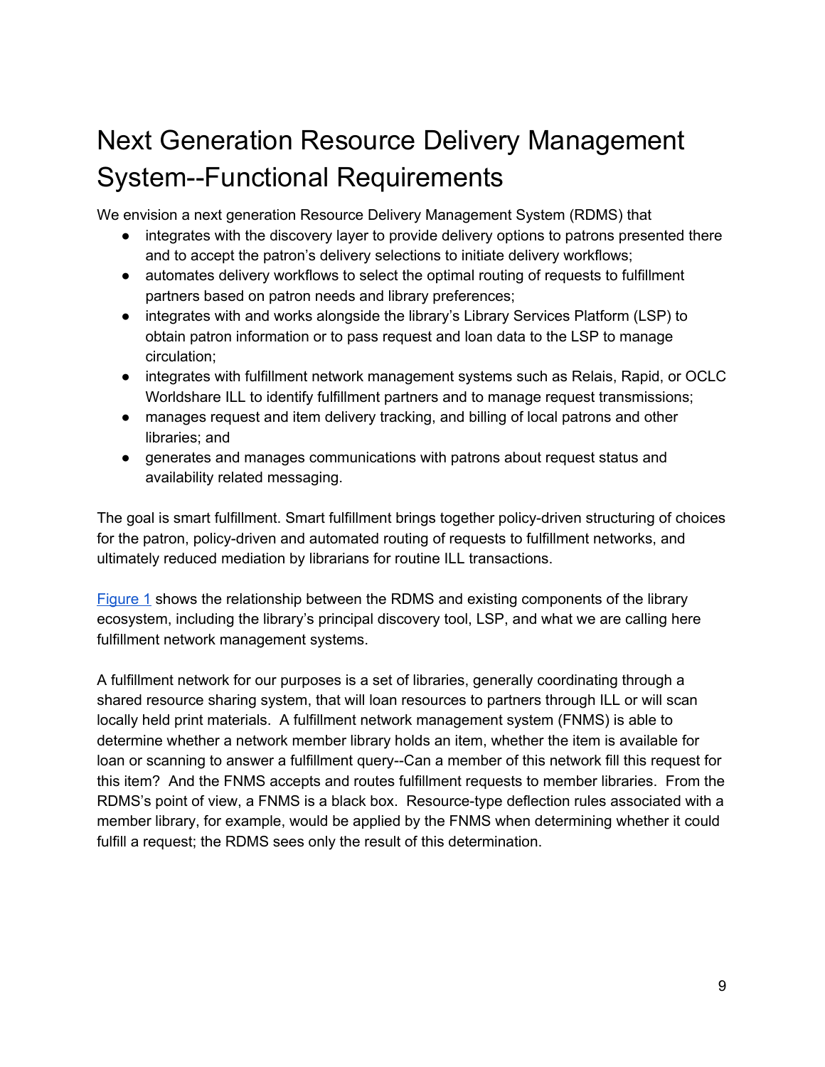# Next Generation Resource Delivery Management System--Functional Requirements

We envision a next generation Resource Delivery Management System (RDMS) that

- integrates with the discovery layer to provide delivery options to patrons presented there and to accept the patron's delivery selections to initiate delivery workflows;
- automates delivery workflows to select the optimal routing of requests to fulfillment partners based on patron needs and library preferences;
- integrates with and works alongside the library's Library Services Platform (LSP) to obtain patron information or to pass request and loan data to the LSP to manage circulation;
- integrates with fulfillment network management systems such as Relais, Rapid, or OCLC Worldshare ILL to identify fulfillment partners and to manage request transmissions;
- manages request and item delivery tracking, and billing of local patrons and other libraries; and
- generates and manages communications with patrons about request status and availability related messaging.

The goal is smart fulfillment. Smart fulfillment brings together policy-driven structuring of choices for the patron, policy-driven and automated routing of requests to fulfillment networks, and ultimately reduced mediation by librarians for routine ILL transactions.

Figure 1 shows the relationship between the RDMS and existing components of the library ecosystem, including the library's principal discovery tool, LSP, and what we are calling here fulfillment network management systems.

A fulfillment network for our purposes is a set of libraries, generally coordinating through a shared resource sharing system, that will loan resources to partners through ILL or will scan locally held print materials. A fulfillment network management system (FNMS) is able to determine whether a network member library holds an item, whether the item is available for loan or scanning to answer a fulfillment query--Can a member of this network fill this request for this item? And the FNMS accepts and routes fulfillment requests to member libraries. From the RDMS's point of view, a FNMS is a black box. Resource-type deflection rules associated with a member library, for example, would be applied by the FNMS when determining whether it could fulfill a request; the RDMS sees only the result of this determination.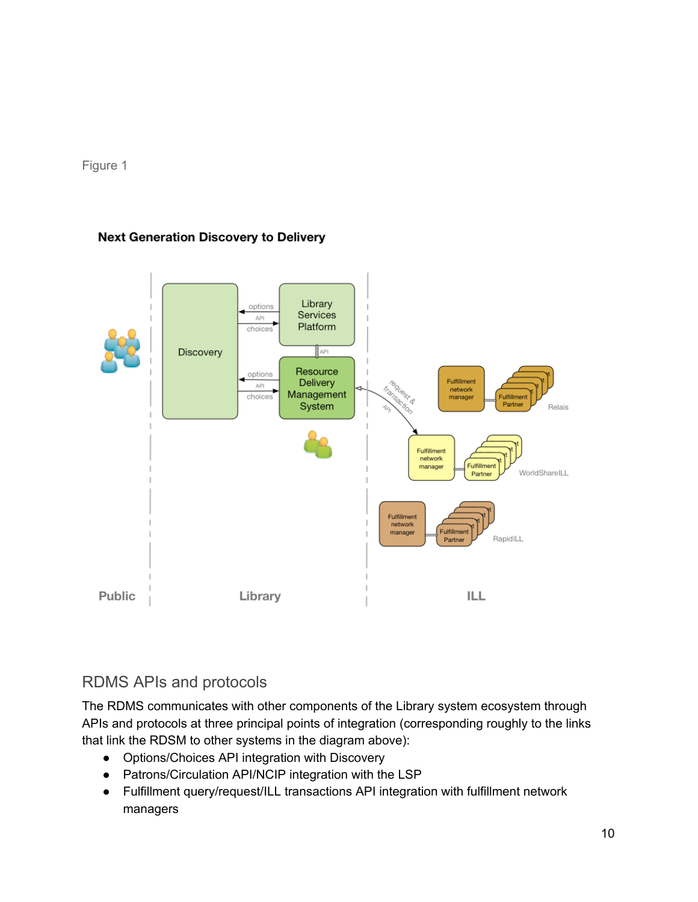Figure 1

**Next Generation Discovery to Delivery**

## RDMS APIs and protocols

The RDMS communicates with other components of the Library system ecosystem through APIs and protocols at three principal points of integration (corresponding roughly to the links that link the RDSM to other systems in the diagram above):

- Options/Choices API integration with Discovery
- Patrons/Circulation API/NCIP integration with the LSP
- Fulfillment query/request/ILL transactions API integration with fulfillment network managers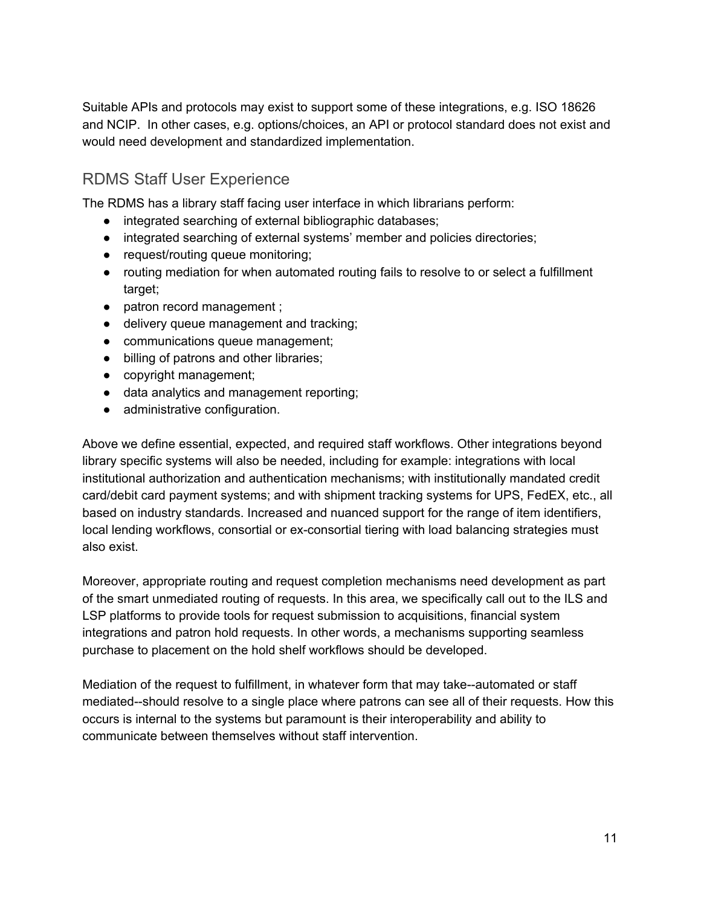Suitable APIs and protocols may exist to support some of these integrations, e.g. ISO 18626 and NCIP. In other cases, e.g. options/choices, an API or protocol standard does not exist and would need development and standardized implementation.

## RDMS Staff User Experience

The RDMS has a library staff facing user interface in which librarians perform:

- integrated searching of external bibliographic databases;
- integrated searching of external systems' member and policies directories;
- request/routing queue monitoring;
- routing mediation for when automated routing fails to resolve to or select a fulfillment target;
- patron record management ;
- delivery queue management and tracking;
- communications queue management;
- billing of patrons and other libraries;
- copyright management;
- data analytics and management reporting;
- administrative configuration.

Above we define essential, expected, and required staff workflows. Other integrations beyond library specific systems will also be needed, including for example: integrations with local institutional authorization and authentication mechanisms; with institutionally mandated credit card/debit card payment systems; and with shipment tracking systems for UPS, FedEX, etc., all based on industry standards. Increased and nuanced support for the range of item identifiers, local lending workflows, consortial or ex-consortial tiering with load balancing strategies must also exist.

Moreover, appropriate routing and request completion mechanisms need development as part of the smart unmediated routing of requests. In this area, we specifically call out to the ILS and LSP platforms to provide tools for request submission to acquisitions, financial system integrations and patron hold requests. In other words, a mechanisms supporting seamless purchase to placement on the hold shelf workflows should be developed.

Mediation of the request to fulfillment, in whatever form that may take--automated or staff mediated--should resolve to a single place where patrons can see all of their requests. How this occurs is internal to the systems but paramount is their interoperability and ability to communicate between themselves without staff intervention.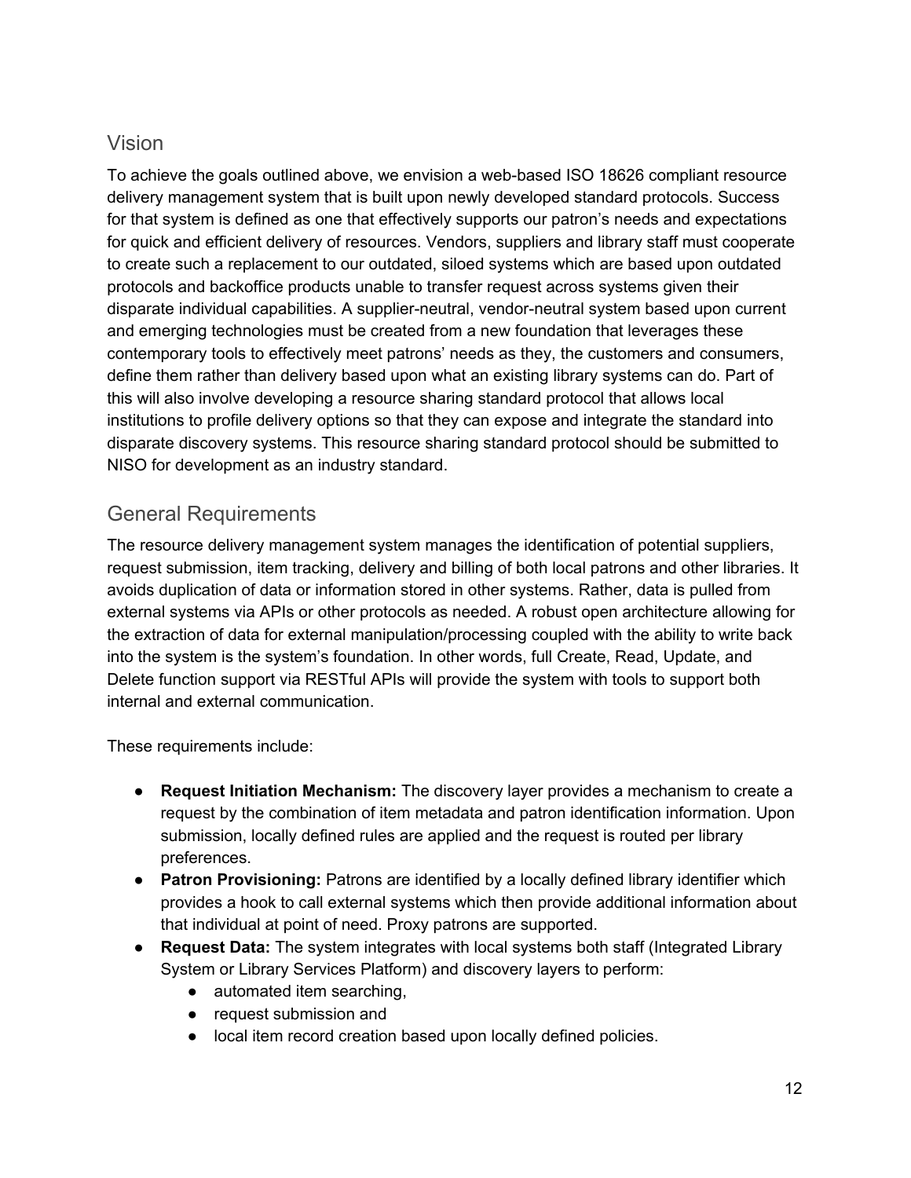## Vision

To achieve the goals outlined above, we envision a web-based ISO 18626 compliant resource delivery management system that is built upon newly developed standard protocols. Success for that system is defined as one that effectively supports our patron's needs and expectations for quick and efficient delivery of resources. Vendors, suppliers and library staff must cooperate to create such a replacement to our outdated, siloed systems which are based upon outdated protocols and backoffice products unable to transfer request across systems given their disparate individual capabilities. A supplier-neutral, vendor-neutral system based upon current and emerging technologies must be created from a new foundation that leverages these contemporary tools to effectively meet patrons' needs as they, the customers and consumers, define them rather than delivery based upon what an existing library systems can do. Part of this will also involve developing a resource sharing standard protocol that allows local institutions to profile delivery options so that they can expose and integrate the standard into disparate discovery systems. This resource sharing standard protocol should be submitted to NISO for development as an industry standard.

## General Requirements

The resource delivery management system manages the identification of potential suppliers, request submission, item tracking, delivery and billing of both local patrons and other libraries. It avoids duplication of data or information stored in other systems. Rather, data is pulled from external systems via APIs or other protocols as needed. A robust open architecture allowing for the extraction of data for external manipulation/processing coupled with the ability to write back into the system is the system's foundation. In other words, full Create, Read, Update, and Delete function support via RESTful APIs will provide the system with tools to support both internal and external communication.

These requirements include:

- **Request Initiation Mechanism:** The discovery layer provides a mechanism to create a request by the combination of item metadata and patron identification information. Upon submission, locally defined rules are applied and the request is routed per library preferences.
- **Patron Provisioning:** Patrons are identified by a locally defined library identifier which provides a hook to call external systems which then provide additional information about that individual at point of need. Proxy patrons are supported.
- **Request Data:** The system integrates with local systems both staff (Integrated Library System or Library Services Platform) and discovery layers to perform:
  - automated item searching,
  - request submission and
  - local item record creation based upon locally defined policies.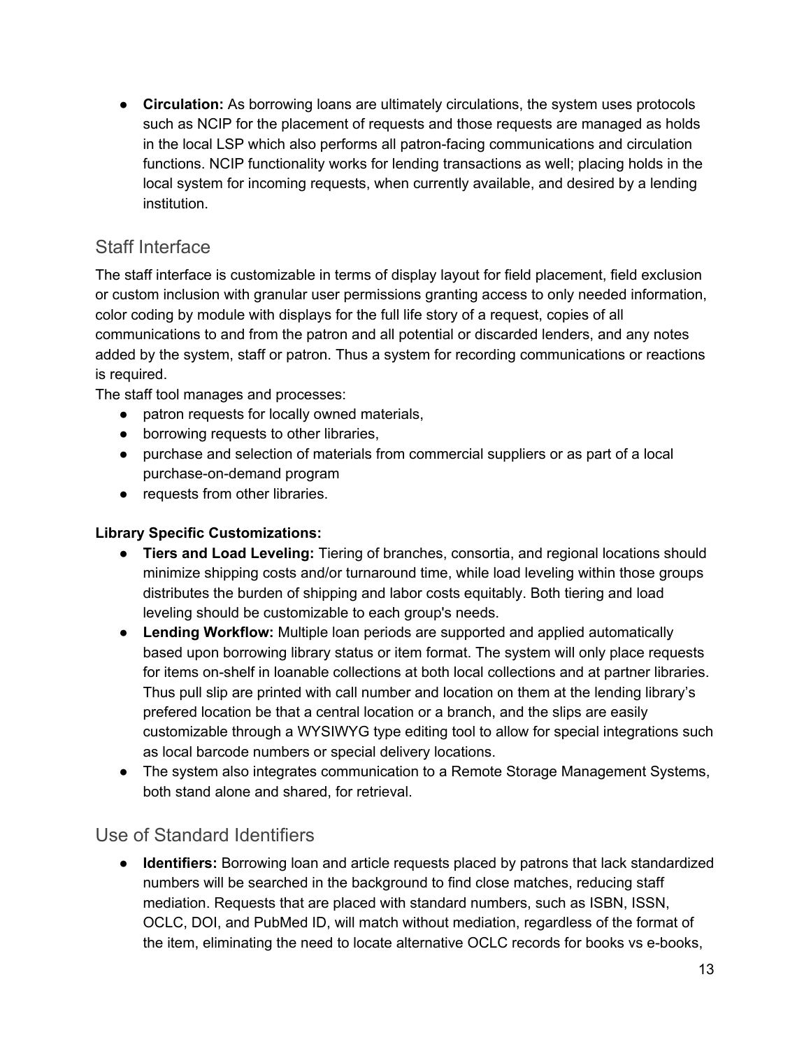- **Circulation:** As borrowing loans are ultimately circulations, the system uses protocols such as NCIP for the placement of requests and those requests are managed as holds in the local LSP which also performs all patron-facing communications and circulation functions. NCIP functionality works for lending transactions as well; placing holds in the local system for incoming requests, when currently available, and desired by a lending institution.

## Staff Interface

The staff interface is customizable in terms of display layout for field placement, field exclusion or custom inclusion with granular user permissions granting access to only needed information, color coding by module with displays for the full life story of a request, copies of all communications to and from the patron and all potential or discarded lenders, and any notes added by the system, staff or patron. Thus a system for recording communications or reactions is required.

The staff tool manages and processes:

- patron requests for locally owned materials,
- borrowing requests to other libraries,
- purchase and selection of materials from commercial suppliers or as part of a local purchase-on-demand program
- requests from other libraries.

**Library Specific Customizations:**

- **Tiers and Load Leveling:** Tiering of branches, consortia, and regional locations should minimize shipping costs and/or turnaround time, while load leveling within those groups distributes the burden of shipping and labor costs equitably. Both tiering and load leveling should be customizable to each group's needs.
- **Lending Workflow:** Multiple loan periods are supported and applied automatically based upon borrowing library status or item format. The system will only place requests for items on-shelf in loanable collections at both local collections and at partner libraries. Thus pull slip are printed with call number and location on them at the lending library's prefered location be that a central location or a branch, and the slips are easily customizable through a WYSIWYG type editing tool to allow for special integrations such as local barcode numbers or special delivery locations.
- The system also integrates communication to a Remote Storage Management Systems, both stand alone and shared, for retrieval.

## Use of Standard Identifiers

- **Identifiers:** Borrowing loan and article requests placed by patrons that lack standardized numbers will be searched in the background to find close matches, reducing staff mediation. Requests that are placed with standard numbers, such as ISBN, ISSN, OCLC, DOI, and PubMed ID, will match without mediation, regardless of the format of the item, eliminating the need to locate alternative OCLC records for books vs e-books,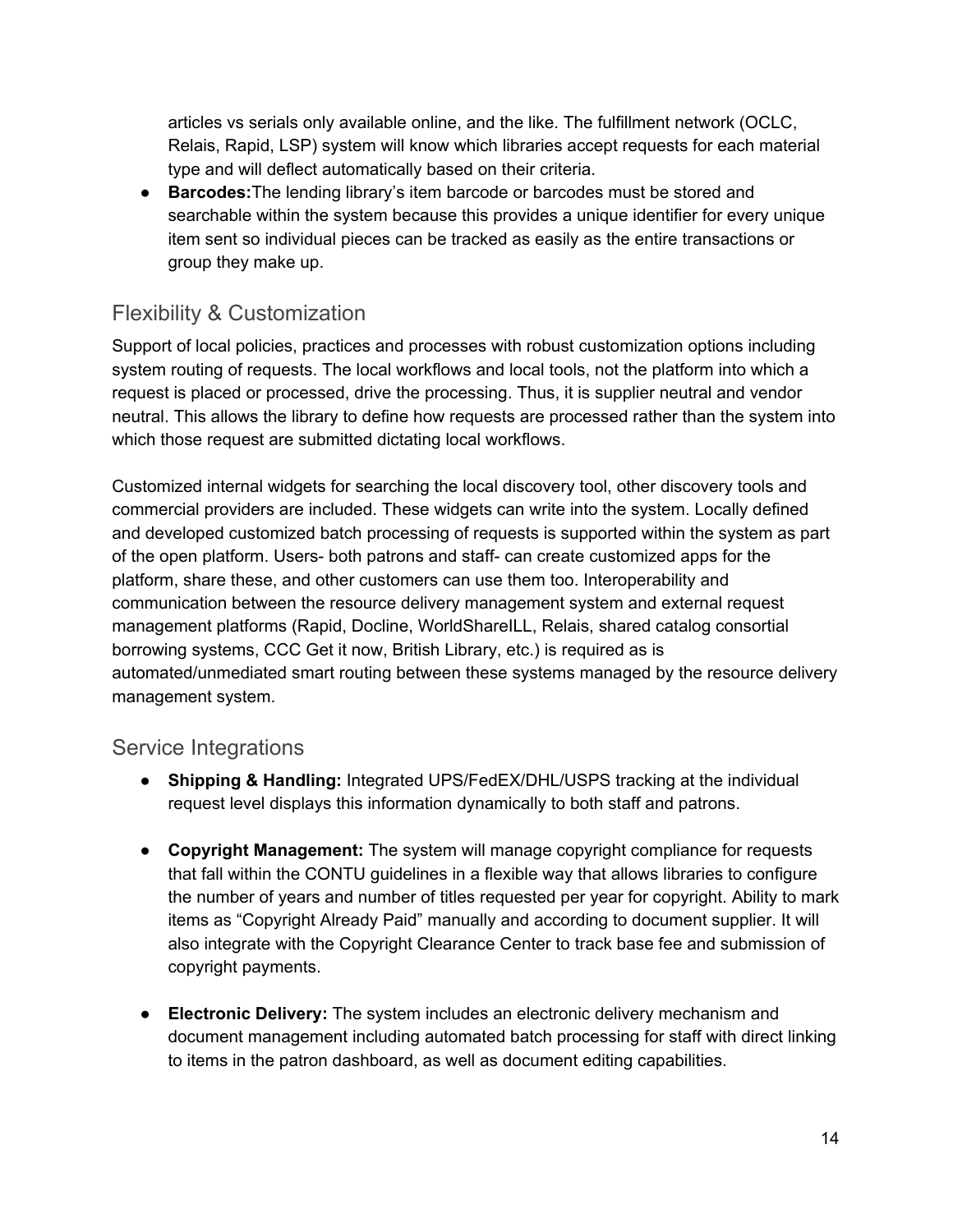articles vs serials only available online, and the like. The fulfillment network (OCLC, Relais, Rapid, LSP) system will know which libraries accept requests for each material type and will deflect automatically based on their criteria.

- **Barcodes:**The lending library's item barcode or barcodes must be stored and searchable within the system because this provides a unique identifier for every unique item sent so individual pieces can be tracked as easily as the entire transactions or group they make up.

## Flexibility & Customization

Support of local policies, practices and processes with robust customization options including system routing of requests. The local workflows and local tools, not the platform into which a request is placed or processed, drive the processing. Thus, it is supplier neutral and vendor neutral. This allows the library to define how requests are processed rather than the system into which those request are submitted dictating local workflows.

Customized internal widgets for searching the local discovery tool, other discovery tools and commercial providers are included. These widgets can write into the system. Locally defined and developed customized batch processing of requests is supported within the system as part of the open platform. Users- both patrons and staff- can create customized apps for the platform, share these, and other customers can use them too. Interoperability and communication between the resource delivery management system and external request management platforms (Rapid, Docline, WorldShareILL, Relais, shared catalog consortial borrowing systems, CCC Get it now, British Library, etc.) is required as is automated/unmediated smart routing between these systems managed by the resource delivery management system.

## Service Integrations

- **Shipping & Handling:** Integrated UPS/FedEX/DHL/USPS tracking at the individual request level displays this information dynamically to both staff and patrons.

- **Copyright Management:** The system will manage copyright compliance for requests that fall within the CONTU guidelines in a flexible way that allows libraries to configure the number of years and number of titles requested per year for copyright. Ability to mark items as "Copyright Already Paid" manually and according to document supplier. It will also integrate with the Copyright Clearance Center to track base fee and submission of copyright payments.

- **Electronic Delivery:** The system includes an electronic delivery mechanism and document management including automated batch processing for staff with direct linking to items in the patron dashboard, as well as document editing capabilities.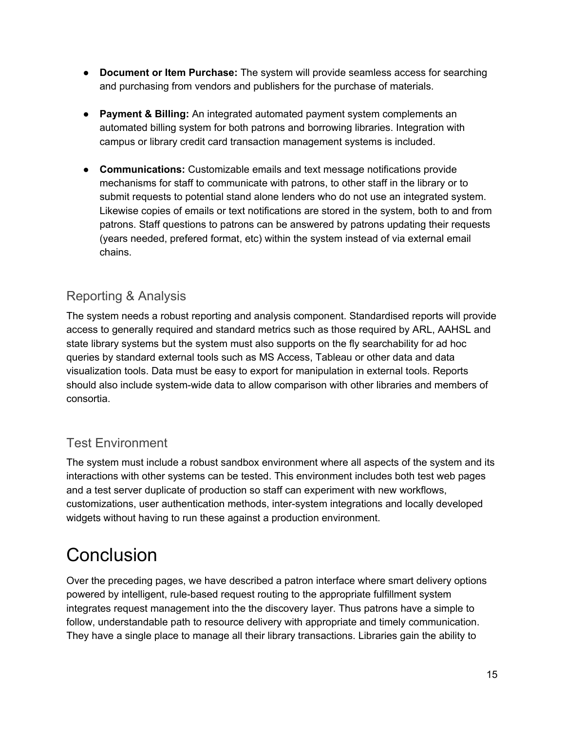- **Document or Item Purchase:** The system will provide seamless access for searching and purchasing from vendors and publishers for the purchase of materials.

- **Payment & Billing:** An integrated automated payment system complements an automated billing system for both patrons and borrowing libraries. Integration with campus or library credit card transaction management systems is included.

- **Communications:** Customizable emails and text message notifications provide mechanisms for staff to communicate with patrons, to other staff in the library or to submit requests to potential stand alone lenders who do not use an integrated system. Likewise copies of emails or text notifications are stored in the system, both to and from patrons. Staff questions to patrons can be answered by patrons updating their requests (years needed, prefered format, etc) within the system instead of via external email chains.

## Reporting & Analysis

The system needs a robust reporting and analysis component. Standardised reports will provide access to generally required and standard metrics such as those required by ARL, AAHSL and state library systems but the system must also supports on the fly searchability for ad hoc queries by standard external tools such as MS Access, Tableau or other data and data visualization tools. Data must be easy to export for manipulation in external tools. Reports should also include system-wide data to allow comparison with other libraries and members of consortia.

## Test Environment

The system must include a robust sandbox environment where all aspects of the system and its interactions with other systems can be tested. This environment includes both test web pages and a test server duplicate of production so staff can experiment with new workflows, customizations, user authentication methods, inter-system integrations and locally developed widgets without having to run these against a production environment.

# Conclusion

Over the preceding pages, we have described a patron interface where smart delivery options powered by intelligent, rule-based request routing to the appropriate fulfillment system integrates request management into the the discovery layer. Thus patrons have a simple to follow, understandable path to resource delivery with appropriate and timely communication. They have a single place to manage all their library transactions. Libraries gain the ability to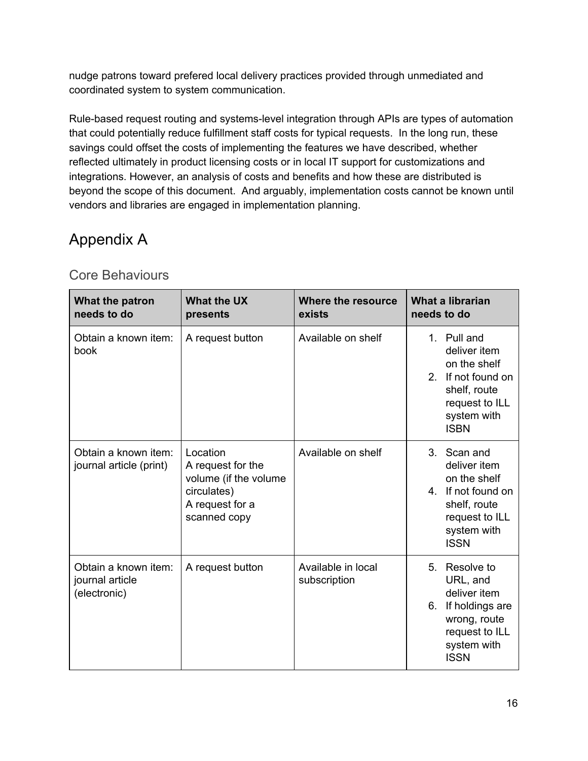nudge patrons toward prefered local delivery practices provided through unmediated and coordinated system to system communication.

Rule-based request routing and systems-level integration through APIs are types of automation that could potentially reduce fulfillment staff costs for typical requests. In the long run, these savings could offset the costs of implementing the features we have described, whether reflected ultimately in product licensing costs or in local IT support for customizations and integrations. However, an analysis of costs and benefits and how these are distributed is beyond the scope of this document. And arguably, implementation costs cannot be known until vendors and libraries are engaged in implementation planning.

# Appendix A

## Core Behaviours

| What the patron needs to do | What the UX presents | Where the resource exists | What a librarian needs to do |
|---|---|---|---|
| Obtain a known item: book | A request button | Available on shelf | 1. Pull and deliver item on the shelf<br>2. If not found on shelf, route request to ILL system with ISBN |
| Obtain a known item: journal article (print) | Location<br>A request for the volume (if the volume circulates)<br>A request for a scanned copy | Available on shelf | 3. Scan and deliver item on the shelf<br>4. If not found on shelf, route request to ILL system with ISSN |
| Obtain a known item: journal article (electronic) | A request button | Available in local subscription | 5. Resolve to URL, and deliver item<br>6. If holdings are wrong, route request to ILL system with ISSN |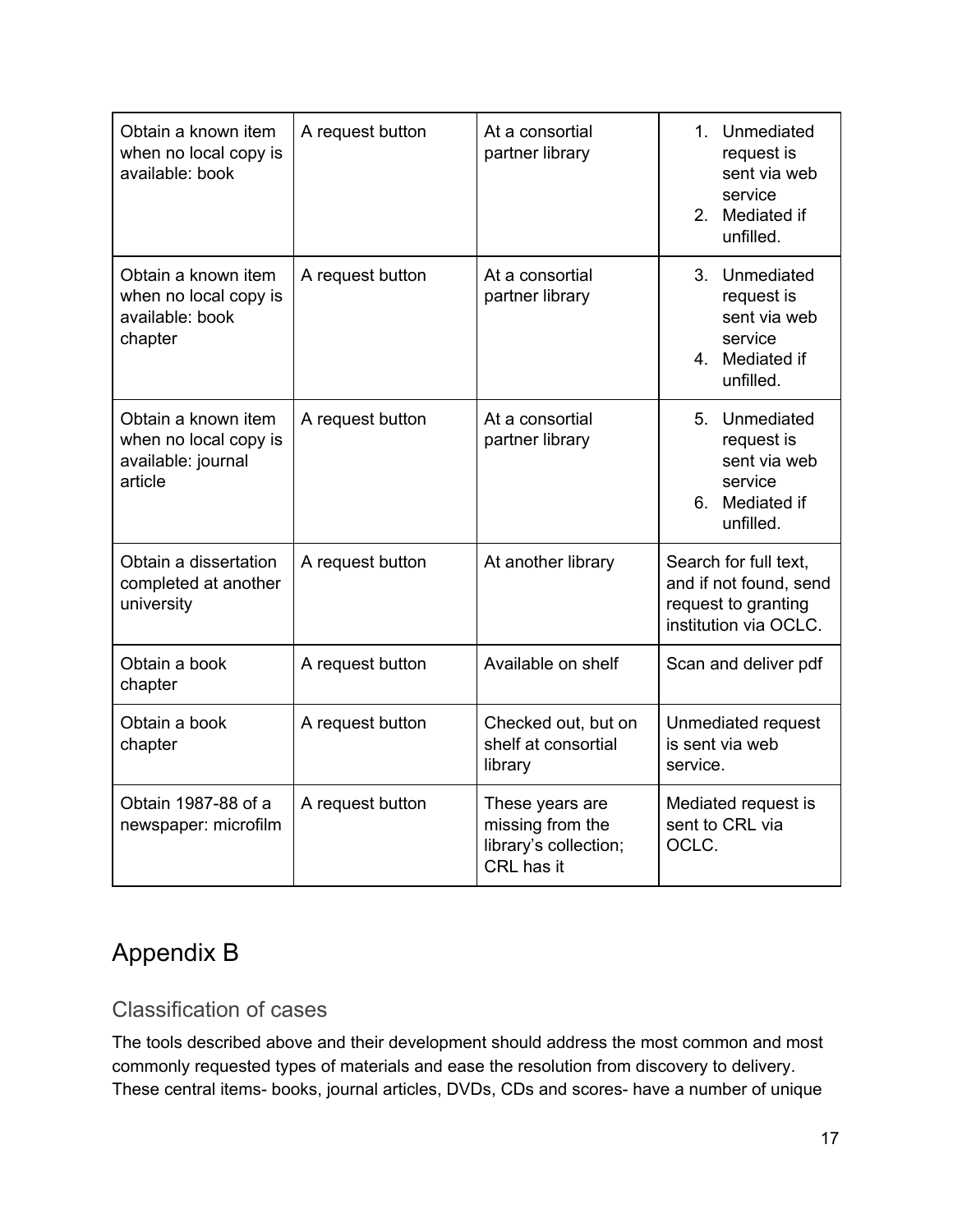| Obtain a known item when no local copy is available: book | A request button | At a consortial partner library | 1. Unmediated request is sent via web service 2. Mediated if unfilled. |
|---|---|---|---|
| Obtain a known item when no local copy is available: book chapter | A request button | At a consortial partner library | 3. Unmediated request is sent via web service 4. Mediated if unfilled. |
| Obtain a known item when no local copy is available: journal article | A request button | At a consortial partner library | 5. Unmediated request is sent via web service 6. Mediated if unfilled. |
| Obtain a dissertation completed at another university | A request button | At another library | Search for full text, and if not found, send request to granting institution via OCLC. |
| Obtain a book chapter | A request button | Available on shelf | Scan and deliver pdf |
| Obtain a book chapter | A request button | Checked out, but on shelf at consortial library | Unmediated request is sent via web service. |
| Obtain 1987-88 of a newspaper: microfilm | A request button | These years are missing from the library's collection; CRL has it | Mediated request is sent to CRL via OCLC. |

# Appendix B

## Classification of cases

The tools described above and their development should address the most common and most commonly requested types of materials and ease the resolution from discovery to delivery. These central items- books, journal articles, DVDs, CDs and scores- have a number of unique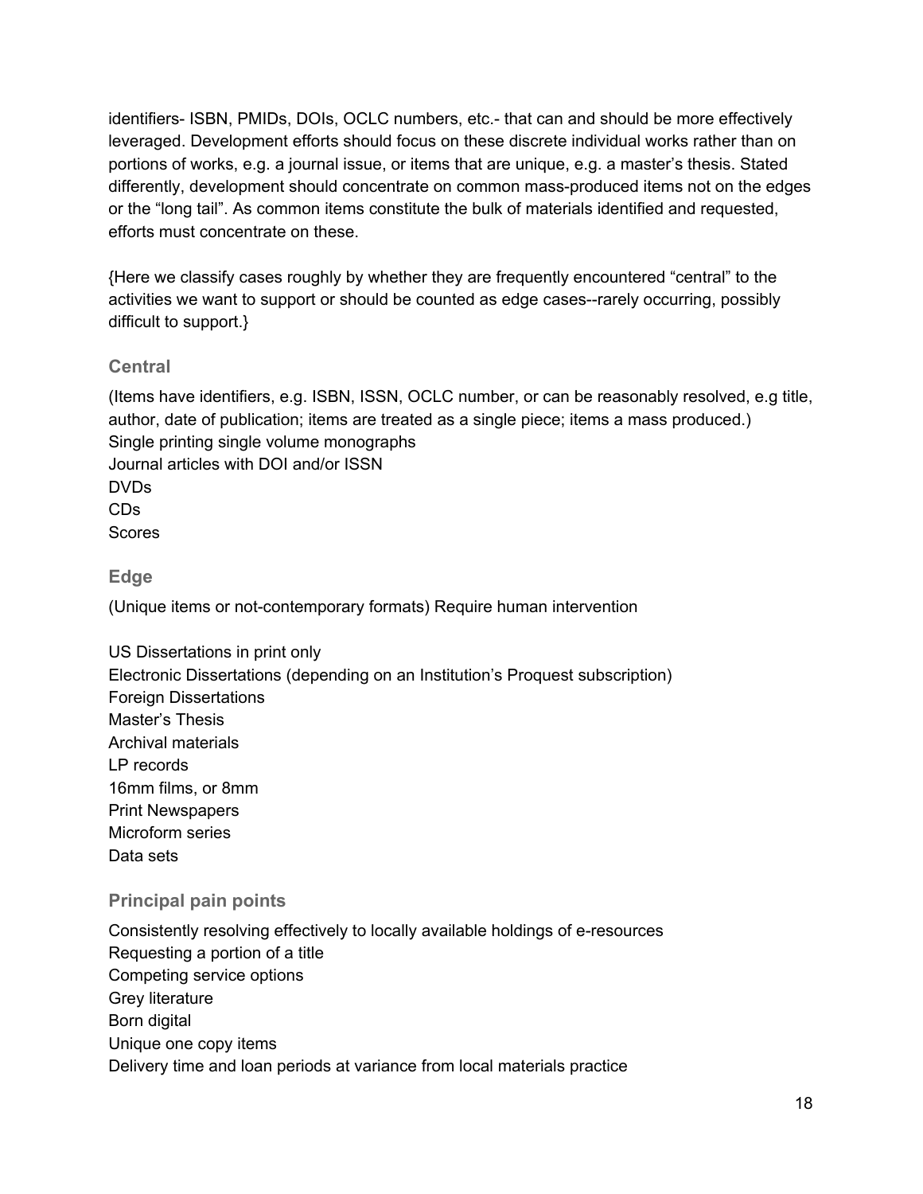identifiers- ISBN, PMIDs, DOIs, OCLC numbers, etc.- that can and should be more effectively leveraged. Development efforts should focus on these discrete individual works rather than on portions of works, e.g. a journal issue, or items that are unique, e.g. a master's thesis. Stated differently, development should concentrate on common mass-produced items not on the edges or the "long tail". As common items constitute the bulk of materials identified and requested, efforts must concentrate on these.

{Here we classify cases roughly by whether they are frequently encountered "central" to the activities we want to support or should be counted as edge cases--rarely occurring, possibly difficult to support.}

### Central

(Items have identifiers, e.g. ISBN, ISSN, OCLC number, or can be reasonably resolved, e.g title, author, date of publication; items are treated as a single piece; items a mass produced.)
Single printing single volume monographs
Journal articles with DOI and/or ISSN
DVDs
CDs
Scores

### Edge

(Unique items or not-contemporary formats) Require human intervention

US Dissertations in print only
Electronic Dissertations (depending on an Institution's Proquest subscription)
Foreign Dissertations
Master's Thesis
Archival materials
LP records
16mm films, or 8mm
Print Newspapers
Microform series
Data sets

### Principal pain points

Consistently resolving effectively to locally available holdings of e-resources
Requesting a portion of a title
Competing service options
Grey literature
Born digital
Unique one copy items
Delivery time and loan periods at variance from local materials practice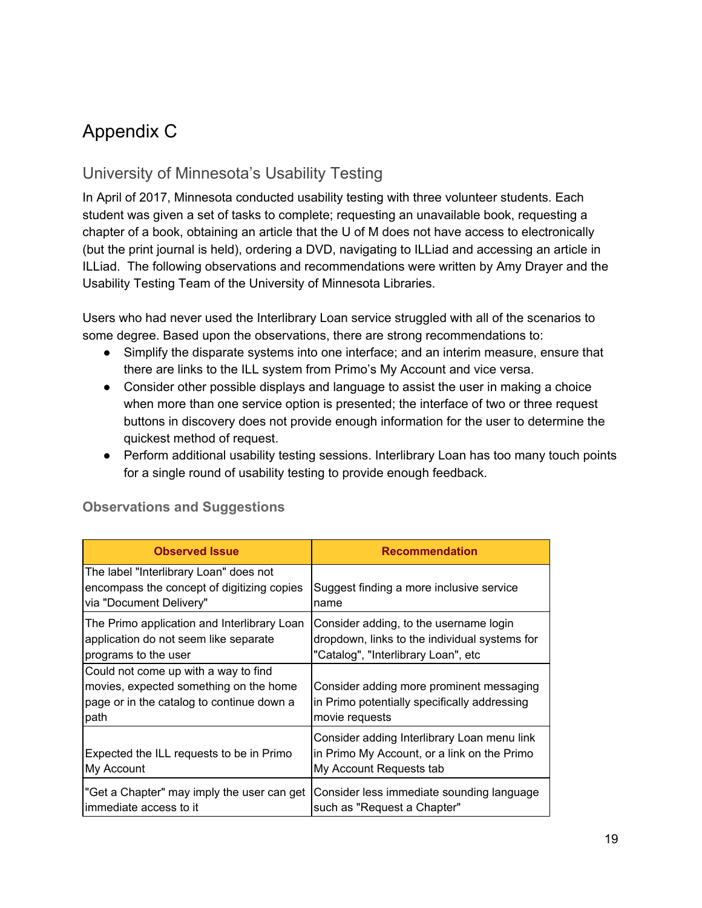# Appendix C

## University of Minnesota's Usability Testing

In April of 2017, Minnesota conducted usability testing with three volunteer students. Each student was given a set of tasks to complete; requesting an unavailable book, requesting a chapter of a book, obtaining an article that the U of M does not have access to electronically (but the print journal is held), ordering a DVD, navigating to ILLiad and accessing an article in ILLiad. The following observations and recommendations were written by Amy Drayer and the Usability Testing Team of the University of Minnesota Libraries.

Users who had never used the Interlibrary Loan service struggled with all of the scenarios to some degree. Based upon the observations, there are strong recommendations to:

- Simplify the disparate systems into one interface; and an interim measure, ensure that there are links to the ILL system from Primo's My Account and vice versa.
- Consider other possible displays and language to assist the user in making a choice when more than one service option is presented; the interface of two or three request buttons in discovery does not provide enough information for the user to determine the quickest method of request.
- Perform additional usability testing sessions. Interlibrary Loan has too many touch points for a single round of usability testing to provide enough feedback.

### Observations and Suggestions

| Observed Issue | Recommendation |
| --- | --- |
| The label "Interlibrary Loan" does not encompass the concept of digitizing copies via "Document Delivery" | Suggest finding a more inclusive service name |
| The Primo application and Interlibrary Loan application do not seem like separate programs to the user | Consider adding, to the username login dropdown, links to the individual systems for "Catalog", "Interlibrary Loan", etc |
| Could not come up with a way to find movies, expected something on the home page or in the catalog to continue down a path | Consider adding more prominent messaging in Primo potentially specifically addressing movie requests |
| Expected the ILL requests to be in Primo My Account | Consider adding Interlibrary Loan menu link in Primo My Account, or a link on the Primo My Account Requests tab |
| "Get a Chapter" may imply the user can get immediate access to it | Consider less immediate sounding language such as "Request a Chapter" |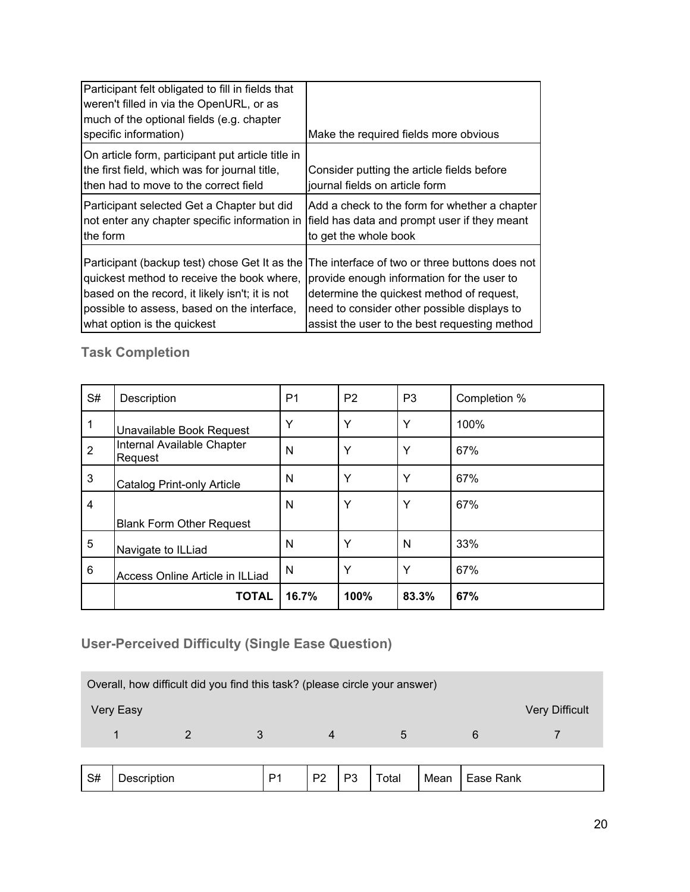| | |
|---|---|
| Participant felt obligated to fill in fields that weren't filled in via the OpenURL, or as much of the optional fields (e.g. chapter specific information) | Make the required fields more obvious |
| On article form, participant put article title in the first field, which was for journal title, then had to move to the correct field | Consider putting the article fields before journal fields on article form |
| Participant selected Get a Chapter but did not enter any chapter specific information in the form | Add a check to the form for whether a chapter field has data and prompt user if they meant to get the whole book |
| Participant (backup test) chose Get It as the quickest method to receive the book where, based on the record, it likely isn't; it is not possible to assess, based on the interface, what option is the quickest | The interface of two or three buttons does not provide enough information for the user to determine the quickest method of request, need to consider other possible displays to assist the user to the best requesting method |

### Task Completion

| S# | Description | P1 | P2 | P3 | Completion % |
|---|---|---|---|---|---|
| 1 | Unavailable Book Request | Y | Y | Y | 100% |
| 2 | Internal Available Chapter Request | N | Y | Y | 67% |
| 3 | Catalog Print-only Article | N | Y | Y | 67% |
| 4 | Blank Form Other Request | N | Y | Y | 67% |
| 5 | Navigate to ILLiad | N | Y | N | 33% |
| 6 | Access Online Article in ILLiad | N | Y | Y | 67% |
| | **TOTAL** | **16.7%** | **100%** | **83.3%** | **67%** |

### User-Perceived Difficulty (Single Ease Question)

Overall, how difficult did you find this task? (please circle your answer)

| Very Easy | | | | | | Very Difficult |
|---|---|---|---|---|---|---|
| 1 | 2 | 3 | 4 | 5 | 6 | 7 |

| S# | Description | P1 | P2 | P3 | Total | Mean | Ease Rank |
|---|---|---|---|---|---|---|---|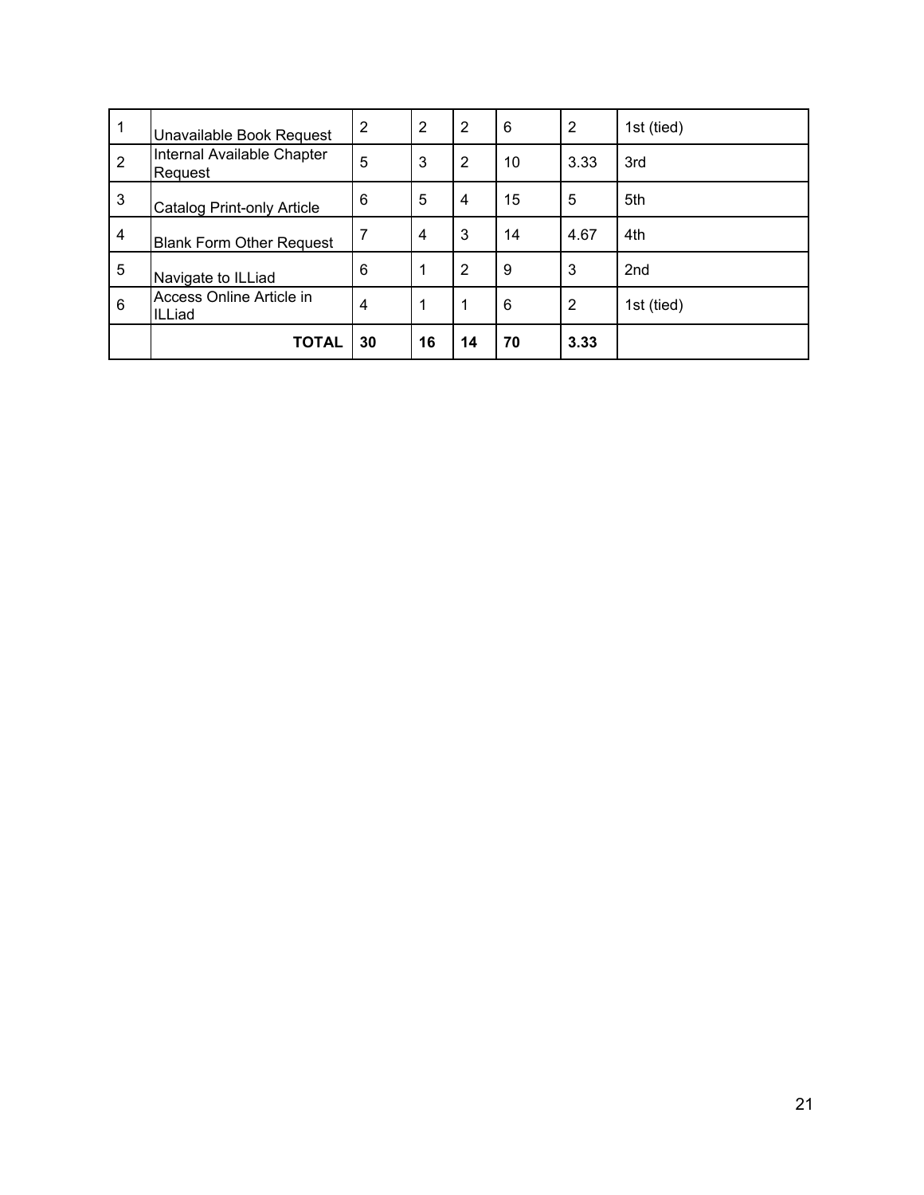| | | | | | | | |
|---|---|---|---|---|---|---|---|
| 1 | Unavailable Book Request | 2 | 2 | 2 | 6 | 2 | 1st (tied) |
| 2 | Internal Available Chapter Request | 5 | 3 | 2 | 10 | 3.33 | 3rd |
| 3 | Catalog Print-only Article | 6 | 5 | 4 | 15 | 5 | 5th |
| 4 | Blank Form Other Request | 7 | 4 | 3 | 14 | 4.67 | 4th |
| 5 | Navigate to ILLiad | 6 | 1 | 2 | 9 | 3 | 2nd |
| 6 | Access Online Article in ILLiad | 4 | 1 | 1 | 6 | 2 | 1st (tied) |
| | **TOTAL** | **30** | **16** | **14** | **70** | **3.33** | |